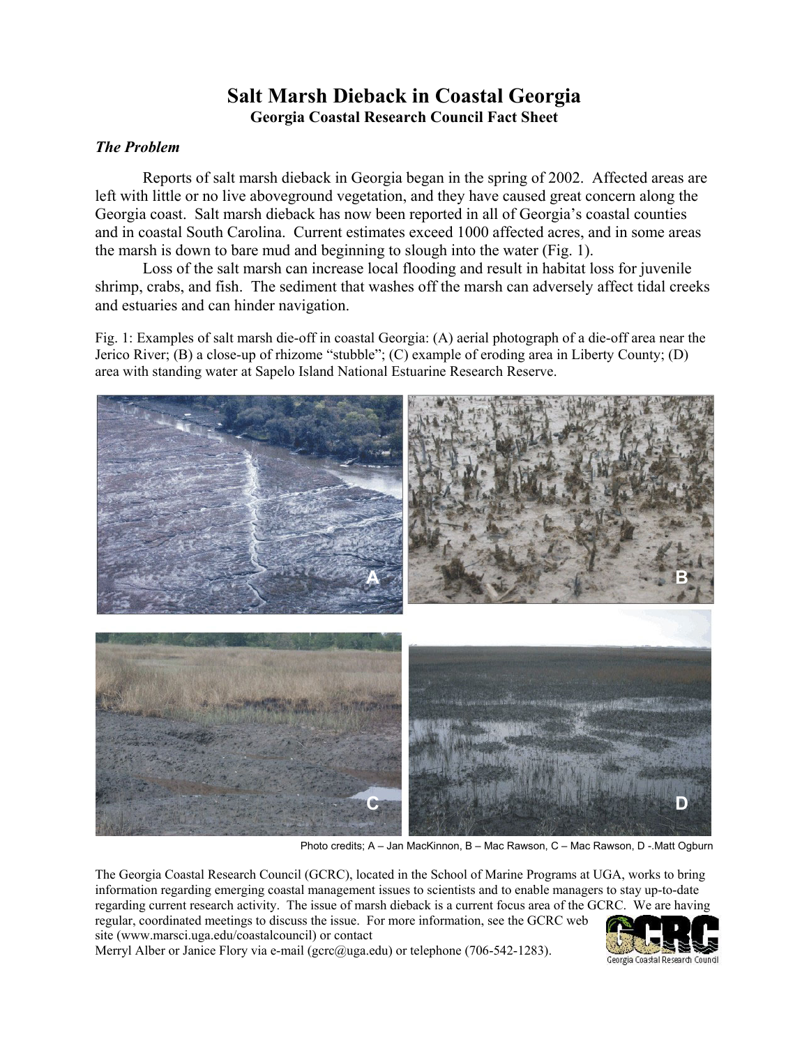# Salt Marsh Dieback in Coastal Georgia

**Georgia Coastal Research Council Fact Sheet**

### *The Problem*

Reports of salt marsh dieback in Georgia began in the spring of 2002. Affected areas are left with little or no live aboveground vegetation, and they have caused great concern along the Georgia coast. Salt marsh dieback has now been reported in all of Georgia's coastal counties and in coastal South Carolina. Current estimates exceed 1000 affected acres, and in some areas the marsh is down to bare mud and beginning to slough into the water (Fig. 1).

Loss of the salt marsh can increase local flooding and result in habitat loss for juvenile shrimp, crabs, and fish. The sediment that washes off the marsh can adversely affect tidal creeks and estuaries and can hinder navigation.

Fig. 1: Examples of salt marsh die-off in coastal Georgia: (A) aerial photograph of a die-off area near the Jerico River; (B) a close-up of rhizome "stubble"; (C) example of eroding area in Liberty County; (D) area with standing water at Sapelo Island National Estuarine Research Reserve.

Photo credits; A – Jan MacKinnon, B – Mac Rawson, C – Mac Rawson, D -.Matt Ogburn

The Georgia Coastal Research Council (GCRC), located in the School of Marine Programs at UGA, works to bring information regarding emerging coastal management issues to scientists and to enable managers to stay up-to-date regarding current research activity. The issue of marsh dieback is a current focus area of the GCRC. We are having regular, coordinated meetings to discuss the issue. For more information, see the GCRC web site (www.marsci.uga.edu/coastalcouncil) or contact Merryl Alber or Janice Flory via e-mail (gcrc@uga.edu) or telephone (706-542-1283).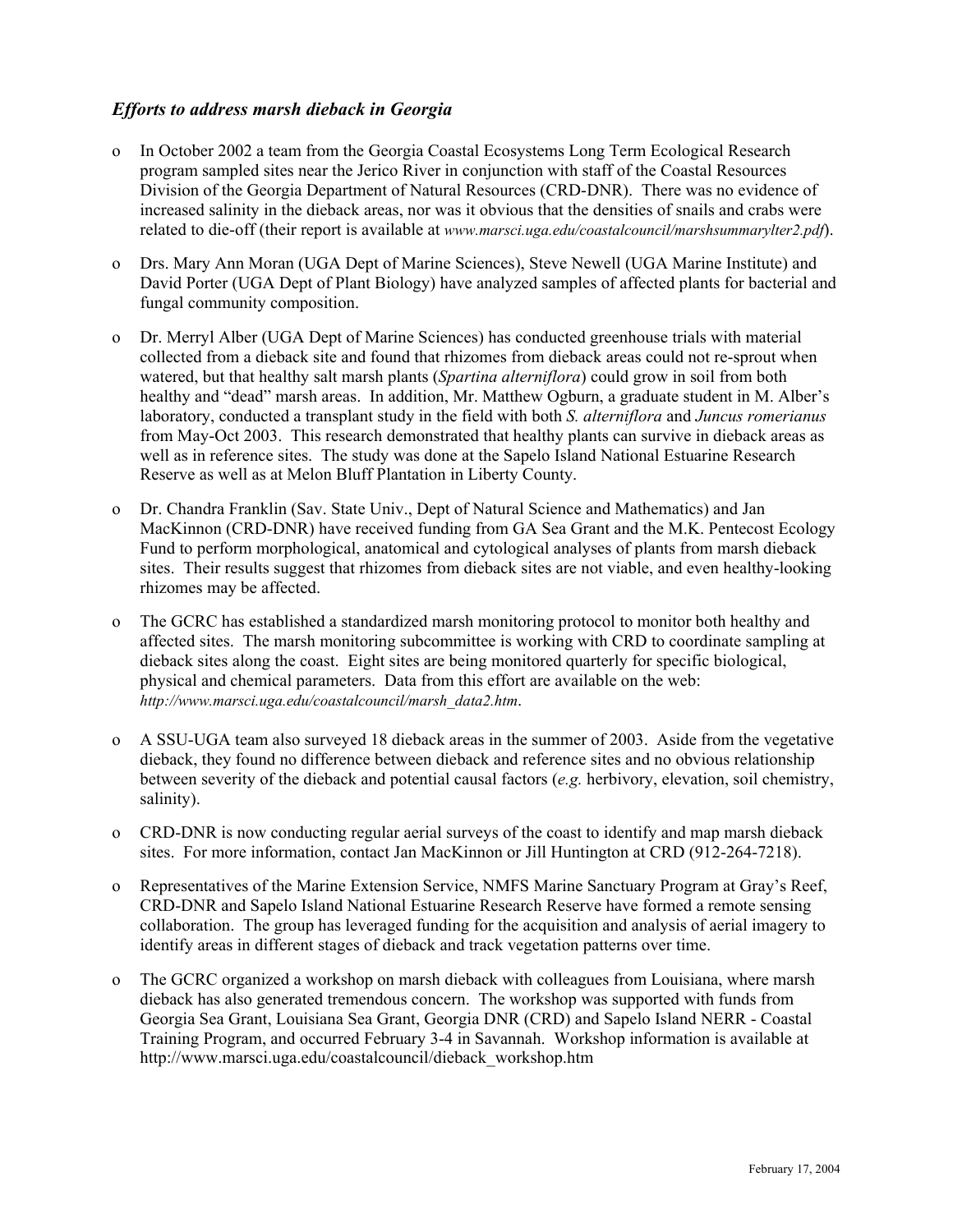### *Efforts to address marsh dieback in Georgia*

- In October 2002 a team from the Georgia Coastal Ecosystems Long Term Ecological Research program sampled sites near the Jerico River in conjunction with staff of the Coastal Resources Division of the Georgia Department of Natural Resources (CRD-DNR). There was no evidence of increased salinity in the dieback areas, nor was it obvious that the densities of snails and crabs were related to die-off (their report is available at *www.marsci.uga.edu/coastalcouncil/marshsummarylter2.pdf*).

- Drs. Mary Ann Moran (UGA Dept of Marine Sciences), Steve Newell (UGA Marine Institute) and David Porter (UGA Dept of Plant Biology) have analyzed samples of affected plants for bacterial and fungal community composition.

- Dr. Merryl Alber (UGA Dept of Marine Sciences) has conducted greenhouse trials with material collected from a dieback site and found that rhizomes from dieback areas could not re-sprout when watered, but that healthy salt marsh plants (*Spartina alterniflora*) could grow in soil from both healthy and "dead" marsh areas. In addition, Mr. Matthew Ogburn, a graduate student in M. Alber's laboratory, conducted a transplant study in the field with both *S. alterniflora* and *Juncus romerianus* from May-Oct 2003. This research demonstrated that healthy plants can survive in dieback areas as well as in reference sites. The study was done at the Sapelo Island National Estuarine Research Reserve as well as at Melon Bluff Plantation in Liberty County.

- Dr. Chandra Franklin (Sav. State Univ., Dept of Natural Science and Mathematics) and Jan MacKinnon (CRD-DNR) have received funding from GA Sea Grant and the M.K. Pentecost Ecology Fund to perform morphological, anatomical and cytological analyses of plants from marsh dieback sites. Their results suggest that rhizomes from dieback sites are not viable, and even healthy-looking rhizomes may be affected.

- The GCRC has established a standardized marsh monitoring protocol to monitor both healthy and affected sites. The marsh monitoring subcommittee is working with CRD to coordinate sampling at dieback sites along the coast. Eight sites are being monitored quarterly for specific biological, physical and chemical parameters. Data from this effort are available on the web: *http://www.marsci.uga.edu/coastalcouncil/marsh_data2.htm*.

- A SSU-UGA team also surveyed 18 dieback areas in the summer of 2003. Aside from the vegetative dieback, they found no difference between dieback and reference sites and no obvious relationship between severity of the dieback and potential causal factors (*e.g.* herbivory, elevation, soil chemistry, salinity).

- CRD-DNR is now conducting regular aerial surveys of the coast to identify and map marsh dieback sites. For more information, contact Jan MacKinnon or Jill Huntington at CRD (912-264-7218).

- Representatives of the Marine Extension Service, NMFS Marine Sanctuary Program at Gray's Reef, CRD-DNR and Sapelo Island National Estuarine Research Reserve have formed a remote sensing collaboration. The group has leveraged funding for the acquisition and analysis of aerial imagery to identify areas in different stages of dieback and track vegetation patterns over time.

- The GCRC organized a workshop on marsh dieback with colleagues from Louisiana, where marsh dieback has also generated tremendous concern. The workshop was supported with funds from Georgia Sea Grant, Louisiana Sea Grant, Georgia DNR (CRD) and Sapelo Island NERR - Coastal Training Program, and occurred February 3-4 in Savannah. Workshop information is available at http://www.marsci.uga.edu/coastalcouncil/dieback_workshop.htm

February 17, 2004